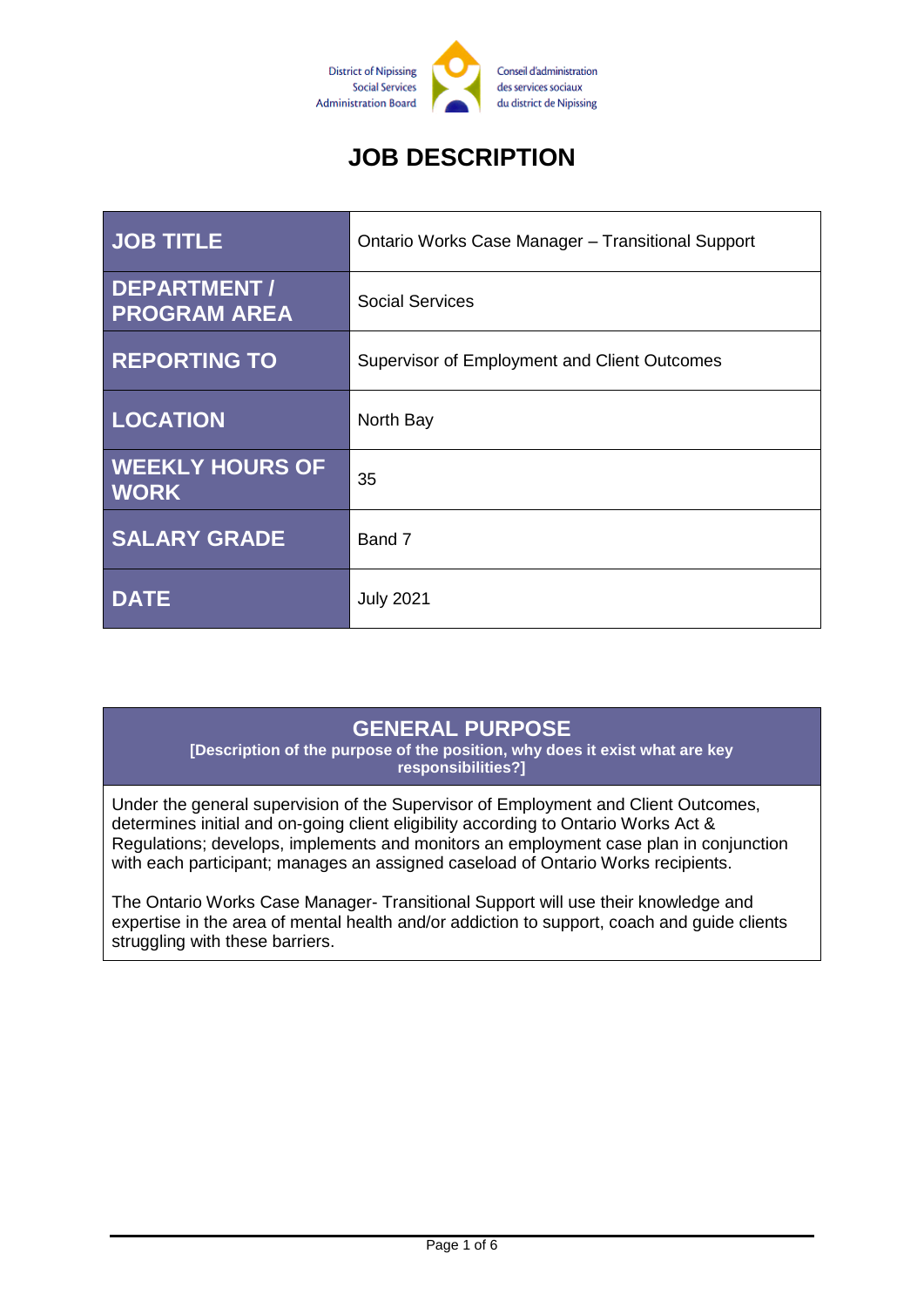District of Nipissing Social Services Administration Board

Conseil d'administration des services sociaux du district de Nipissing

# JOB DESCRIPTION

| JOB TITLE | Ontario Works Case Manager – Transitional Support |
|---|---|
| DEPARTMENT / PROGRAM AREA | Social Services |
| REPORTING TO | Supervisor of Employment and Client Outcomes |
| LOCATION | North Bay |
| WEEKLY HOURS OF WORK | 35 |
| SALARY GRADE | Band 7 |
| DATE | July 2021 |

## GENERAL PURPOSE

**[Description of the purpose of the position, why does it exist what are key responsibilities?]**

Under the general supervision of the Supervisor of Employment and Client Outcomes, determines initial and on-going client eligibility according to Ontario Works Act & Regulations; develops, implements and monitors an employment case plan in conjunction with each participant; manages an assigned caseload of Ontario Works recipients.

The Ontario Works Case Manager- Transitional Support will use their knowledge and expertise in the area of mental health and/or addiction to support, coach and guide clients struggling with these barriers.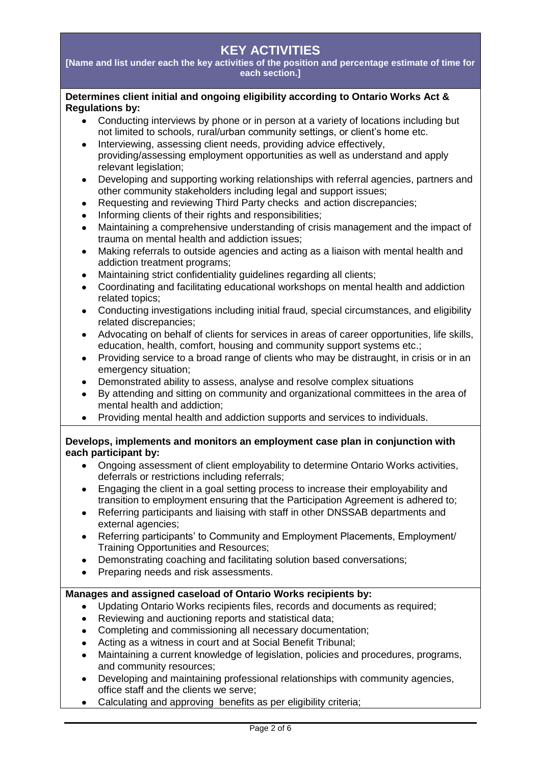## KEY ACTIVITIES

**[Name and list under each the key activities of the position and percentage estimate of time for each section.]**

**Determines client initial and ongoing eligibility according to Ontario Works Act & Regulations by:**

- Conducting interviews by phone or in person at a variety of locations including but not limited to schools, rural/urban community settings, or client's home etc.
- Interviewing, assessing client needs, providing advice effectively, providing/assessing employment opportunities as well as understand and apply relevant legislation;
- Developing and supporting working relationships with referral agencies, partners and other community stakeholders including legal and support issues;
- Requesting and reviewing Third Party checks and action discrepancies;
- Informing clients of their rights and responsibilities;
- Maintaining a comprehensive understanding of crisis management and the impact of trauma on mental health and addiction issues;
- Making referrals to outside agencies and acting as a liaison with mental health and addiction treatment programs;
- Maintaining strict confidentiality guidelines regarding all clients;
- Coordinating and facilitating educational workshops on mental health and addiction related topics;
- Conducting investigations including initial fraud, special circumstances, and eligibility related discrepancies;
- Advocating on behalf of clients for services in areas of career opportunities, life skills, education, health, comfort, housing and community support systems etc.;
- Providing service to a broad range of clients who may be distraught, in crisis or in an emergency situation;
- Demonstrated ability to assess, analyse and resolve complex situations
- By attending and sitting on community and organizational committees in the area of mental health and addiction;
- Providing mental health and addiction supports and services to individuals.

**Develops, implements and monitors an employment case plan in conjunction with each participant by:**

- Ongoing assessment of client employability to determine Ontario Works activities, deferrals or restrictions including referrals;
- Engaging the client in a goal setting process to increase their employability and transition to employment ensuring that the Participation Agreement is adhered to;
- Referring participants and liaising with staff in other DNSSAB departments and external agencies;
- Referring participants' to Community and Employment Placements, Employment/ Training Opportunities and Resources;
- Demonstrating coaching and facilitating solution based conversations;
- Preparing needs and risk assessments.

**Manages and assigned caseload of Ontario Works recipients by:**

- Updating Ontario Works recipients files, records and documents as required;
- Reviewing and auctioning reports and statistical data;
- Completing and commissioning all necessary documentation;
- Acting as a witness in court and at Social Benefit Tribunal;
- Maintaining a current knowledge of legislation, policies and procedures, programs, and community resources;
- Developing and maintaining professional relationships with community agencies, office staff and the clients we serve;
- Calculating and approving benefits as per eligibility criteria;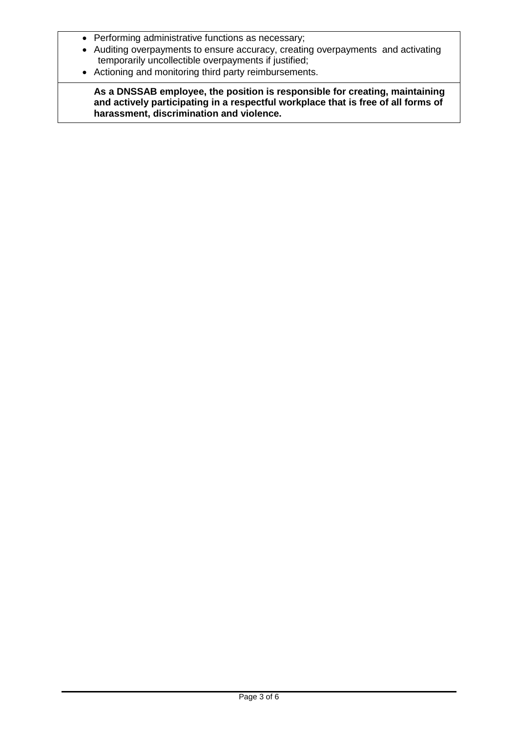- Performing administrative functions as necessary;
- Auditing overpayments to ensure accuracy, creating overpayments and activating temporarily uncollectible overpayments if justified;
- Actioning and monitoring third party reimbursements.

**As a DNSSAB employee, the position is responsible for creating, maintaining and actively participating in a respectful workplace that is free of all forms of harassment, discrimination and violence.**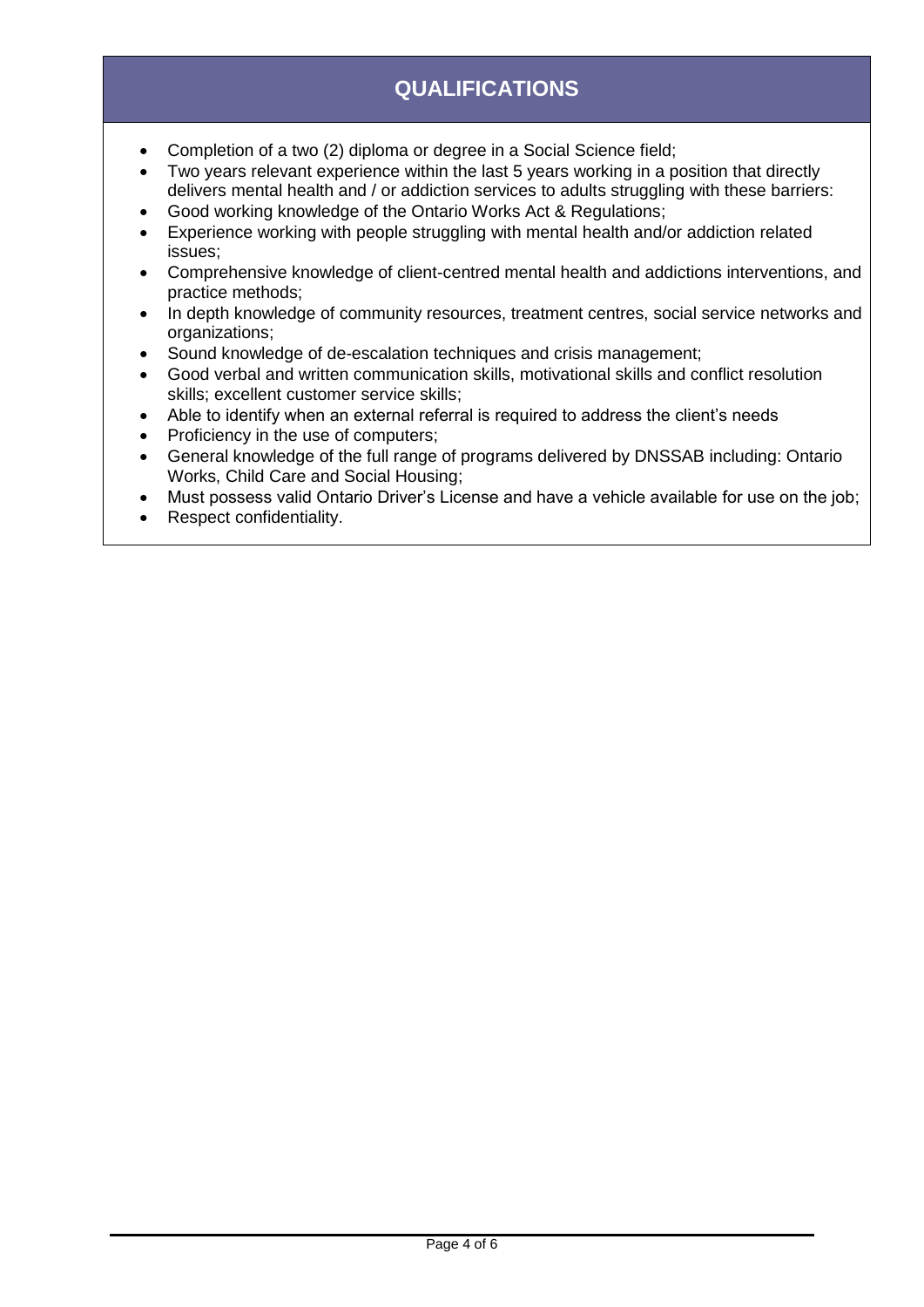## QUALIFICATIONS

- Completion of a two (2) diploma or degree in a Social Science field;
- Two years relevant experience within the last 5 years working in a position that directly delivers mental health and / or addiction services to adults struggling with these barriers:
- Good working knowledge of the Ontario Works Act & Regulations;
- Experience working with people struggling with mental health and/or addiction related issues;
- Comprehensive knowledge of client-centred mental health and addictions interventions, and practice methods;
- In depth knowledge of community resources, treatment centres, social service networks and organizations;
- Sound knowledge of de-escalation techniques and crisis management;
- Good verbal and written communication skills, motivational skills and conflict resolution skills; excellent customer service skills;
- Able to identify when an external referral is required to address the client's needs
- Proficiency in the use of computers;
- General knowledge of the full range of programs delivered by DNSSAB including: Ontario Works, Child Care and Social Housing;
- Must possess valid Ontario Driver's License and have a vehicle available for use on the job;
- Respect confidentiality.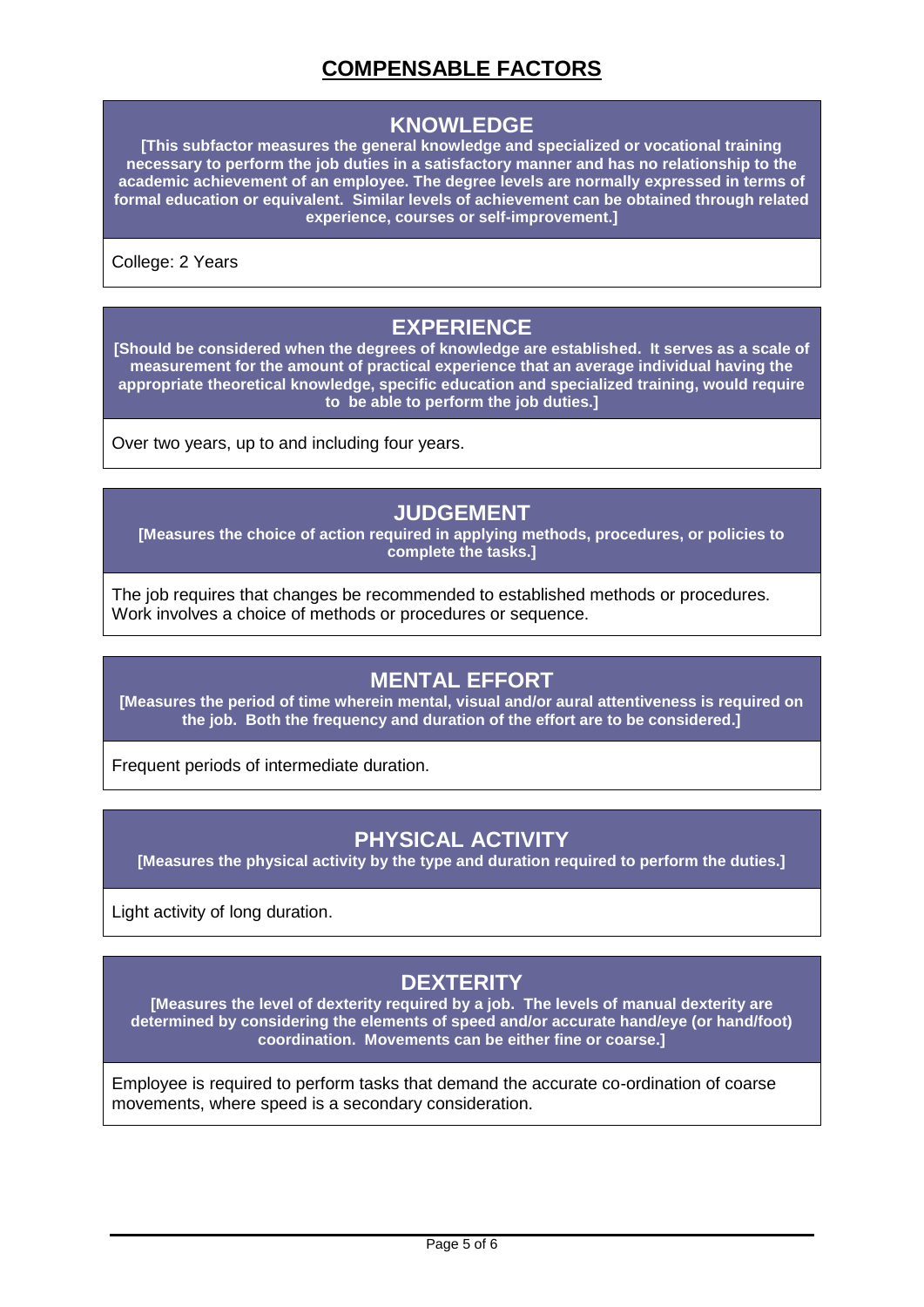# COMPENSABLE FACTORS

## KNOWLEDGE

**[This subfactor measures the general knowledge and specialized or vocational training necessary to perform the job duties in a satisfactory manner and has no relationship to the academic achievement of an employee. The degree levels are normally expressed in terms of formal education or equivalent. Similar levels of achievement can be obtained through related experience, courses or self-improvement.]**

College: 2 Years

## EXPERIENCE

**[Should be considered when the degrees of knowledge are established. It serves as a scale of measurement for the amount of practical experience that an average individual having the appropriate theoretical knowledge, specific education and specialized training, would require to be able to perform the job duties.]**

Over two years, up to and including four years.

## JUDGEMENT

**[Measures the choice of action required in applying methods, procedures, or policies to complete the tasks.]**

The job requires that changes be recommended to established methods or procedures. Work involves a choice of methods or procedures or sequence.

## MENTAL EFFORT

**[Measures the period of time wherein mental, visual and/or aural attentiveness is required on the job. Both the frequency and duration of the effort are to be considered.]**

Frequent periods of intermediate duration.

## PHYSICAL ACTIVITY

**[Measures the physical activity by the type and duration required to perform the duties.]**

Light activity of long duration.

## DEXTERITY

**[Measures the level of dexterity required by a job. The levels of manual dexterity are determined by considering the elements of speed and/or accurate hand/eye (or hand/foot) coordination. Movements can be either fine or coarse.]**

Employee is required to perform tasks that demand the accurate co-ordination of coarse movements, where speed is a secondary consideration.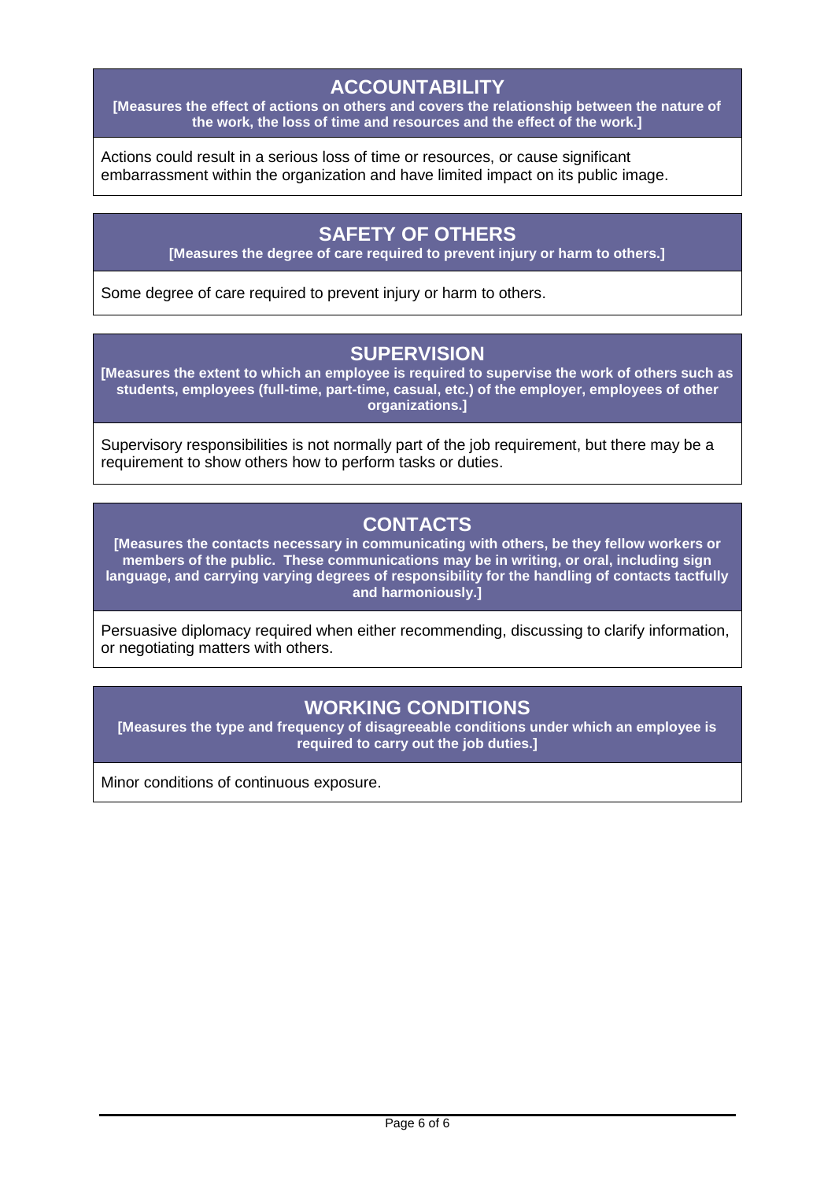## ACCOUNTABILITY

**[Measures the effect of actions on others and covers the relationship between the nature of the work, the loss of time and resources and the effect of the work.]**

Actions could result in a serious loss of time or resources, or cause significant embarrassment within the organization and have limited impact on its public image.

## SAFETY OF OTHERS

**[Measures the degree of care required to prevent injury or harm to others.]**

Some degree of care required to prevent injury or harm to others.

## SUPERVISION

**[Measures the extent to which an employee is required to supervise the work of others such as students, employees (full-time, part-time, casual, etc.) of the employer, employees of other organizations.]**

Supervisory responsibilities is not normally part of the job requirement, but there may be a requirement to show others how to perform tasks or duties.

## CONTACTS

**[Measures the contacts necessary in communicating with others, be they fellow workers or members of the public. These communications may be in writing, or oral, including sign language, and carrying varying degrees of responsibility for the handling of contacts tactfully and harmoniously.]**

Persuasive diplomacy required when either recommending, discussing to clarify information, or negotiating matters with others.

## WORKING CONDITIONS

**[Measures the type and frequency of disagreeable conditions under which an employee is required to carry out the job duties.]**

Minor conditions of continuous exposure.